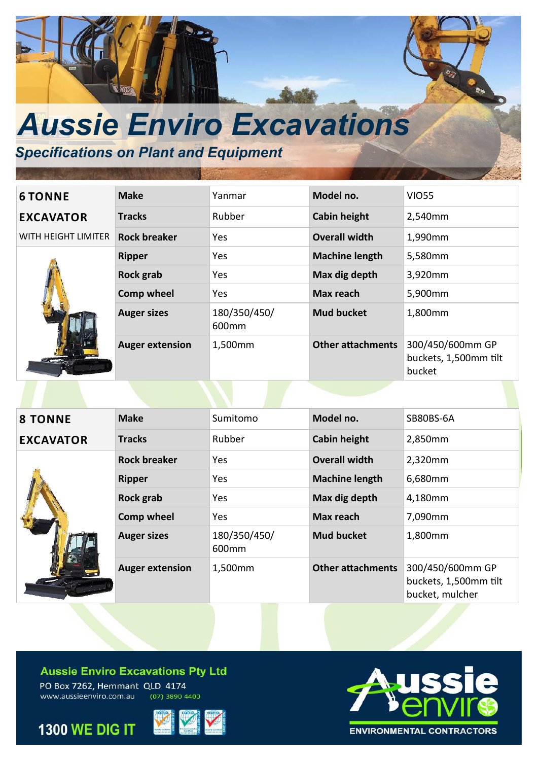# Aussie Enviro Excavations

## Specifications on Plant and Equipment

| 6 TONNE EXCAVATOR WITH HEIGHT LIMITER | | | | |
|---|---|---|---|---|
| | **Make** | Yanmar | **Model no.** | VIO55 |
| | **Tracks** | Rubber | **Cabin height** | 2,540mm |
| | **Rock breaker** | Yes | **Overall width** | 1,990mm |
| | **Ripper** | Yes | **Machine length** | 5,580mm |
| | **Rock grab** | Yes | **Max dig depth** | 3,920mm |
| | **Comp wheel** | Yes | **Max reach** | 5,900mm |
| | **Auger sizes** | 180/350/450/600mm | **Mud bucket** | 1,800mm |
| | **Auger extension** | 1,500mm | **Other attachments** | 300/450/600mm GP buckets, 1,500mm tilt bucket |

| 8 TONNE EXCAVATOR | | | | |
|---|---|---|---|---|
| | **Make** | Sumitomo | **Model no.** | SB80BS-6A |
| | **Tracks** | Rubber | **Cabin height** | 2,850mm |
| | **Rock breaker** | Yes | **Overall width** | 2,320mm |
| | **Ripper** | Yes | **Machine length** | 6,680mm |
| | **Rock grab** | Yes | **Max dig depth** | 4,180mm |
| | **Comp wheel** | Yes | **Max reach** | 7,090mm |
| | **Auger sizes** | 180/350/450/600mm | **Mud bucket** | 1,800mm |
| | **Auger extension** | 1,500mm | **Other attachments** | 300/450/600mm GP buckets, 1,500mm tilt bucket, mulcher |

**Aussie Enviro Excavations Pty Ltd**
PO Box 7262, Hemmant QLD 4174
www.aussieenviro.com.au (07) 3890 4400

**1300 WE DIG IT**

Aussie enviro
ENVIRONMENTAL CONTRACTORS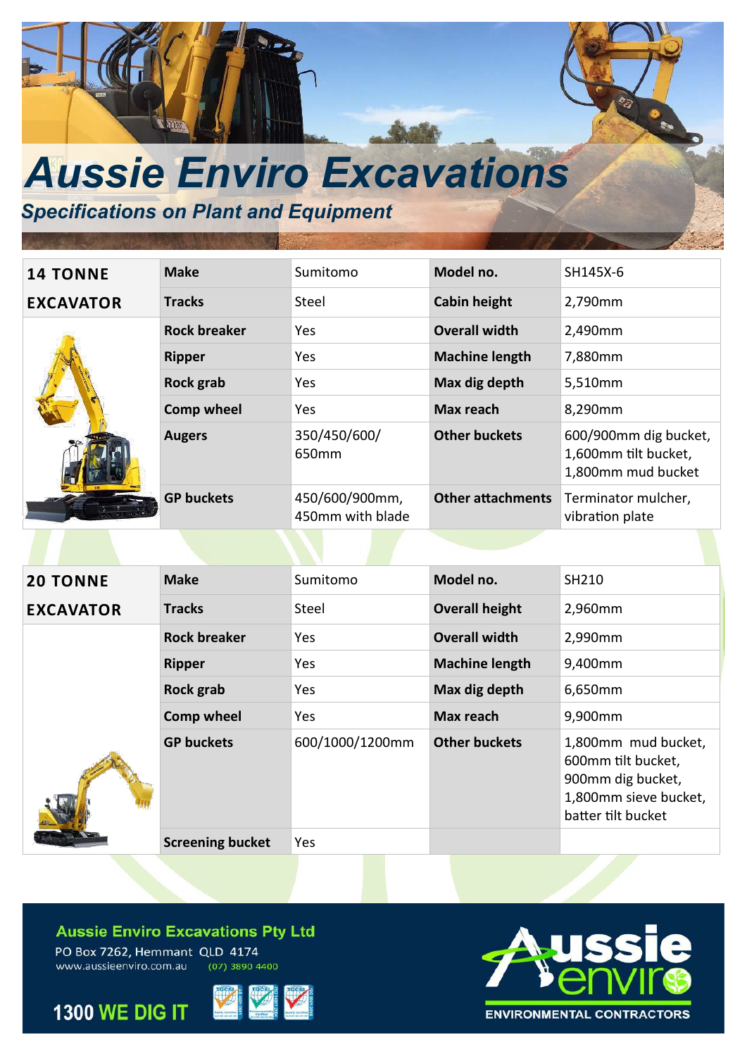# Aussie Enviro Excavations

## Specifications on Plant and Equipment

| 14 TONNE EXCAVATOR | | | | |
|---|---|---|---|---|
| | **Make** | Sumitomo | **Model no.** | SH145X-6 |
| | **Tracks** | Steel | **Cabin height** | 2,790mm |
| | **Rock breaker** | Yes | **Overall width** | 2,490mm |
| | **Ripper** | Yes | **Machine length** | 7,880mm |
| | **Rock grab** | Yes | **Max dig depth** | 5,510mm |
| | **Comp wheel** | Yes | **Max reach** | 8,290mm |
| | **Augers** | 350/450/600/ 650mm | **Other buckets** | 600/900mm dig bucket, 1,600mm tilt bucket, 1,800mm mud bucket |
| | **GP buckets** | 450/600/900mm, 450mm with blade | **Other attachments** | Terminator mulcher, vibration plate |

| 20 TONNE EXCAVATOR | | | | |
|---|---|---|---|---|
| | **Make** | Sumitomo | **Model no.** | SH210 |
| | **Tracks** | Steel | **Overall height** | 2,960mm |
| | **Rock breaker** | Yes | **Overall width** | 2,990mm |
| | **Ripper** | Yes | **Machine length** | 9,400mm |
| | **Rock grab** | Yes | **Max dig depth** | 6,650mm |
| | **Comp wheel** | Yes | **Max reach** | 9,900mm |
| | **GP buckets** | 600/1000/1200mm | **Other buckets** | 1,800mm mud bucket, 600mm tilt bucket, 900mm dig bucket, 1,800mm sieve bucket, batter tilt bucket |
| | **Screening bucket** | Yes | | |

**Aussie Enviro Excavations Pty Ltd**
PO Box 7262, Hemmant QLD 4174
www.aussieenviro.com.au (07) 3890 4400

**1300 WE DIG IT**

Aussie enviro ENVIRONMENTAL CONTRACTORS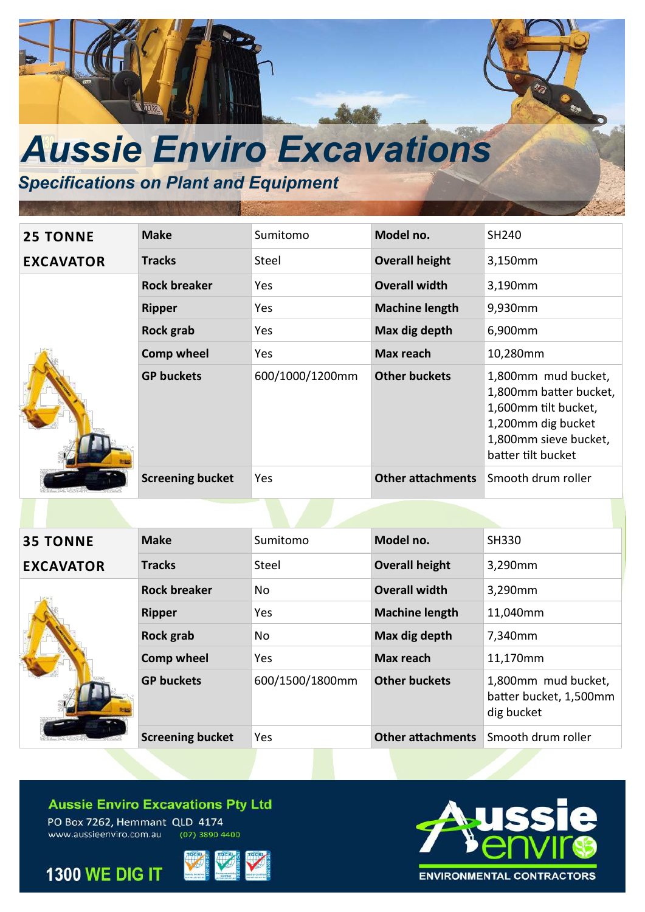# Aussie Enviro Excavations

## *Specifications on Plant and Equipment*

| 25 TONNE EXCAVATOR | | | | |
|---|---|---|---|---|
| | **Make** | Sumitomo | **Model no.** | SH240 |
| | **Tracks** | Steel | **Overall height** | 3,150mm |
| | **Rock breaker** | Yes | **Overall width** | 3,190mm |
| | **Ripper** | Yes | **Machine length** | 9,930mm |
| | **Rock grab** | Yes | **Max dig depth** | 6,900mm |
| | **Comp wheel** | Yes | **Max reach** | 10,280mm |
| | **GP buckets** | 600/1000/1200mm | **Other buckets** | 1,800mm mud bucket, 1,800mm batter bucket, 1,600mm tilt bucket, 1,200mm dig bucket 1,800mm sieve bucket, batter tilt bucket |
| | **Screening bucket** | Yes | **Other attachments** | Smooth drum roller |

| 35 TONNE EXCAVATOR | | | | |
|---|---|---|---|---|
| | **Make** | Sumitomo | **Model no.** | SH330 |
| | **Tracks** | Steel | **Overall height** | 3,290mm |
| | **Rock breaker** | No | **Overall width** | 3,290mm |
| | **Ripper** | Yes | **Machine length** | 11,040mm |
| | **Rock grab** | No | **Max dig depth** | 7,340mm |
| | **Comp wheel** | Yes | **Max reach** | 11,170mm |
| | **GP buckets** | 600/1500/1800mm | **Other buckets** | 1,800mm mud bucket, batter bucket, 1,500mm dig bucket |
| | **Screening bucket** | Yes | **Other attachments** | Smooth drum roller |

**Aussie Enviro Excavations Pty Ltd**
PO Box 7262, Hemmant QLD 4174
www.aussieenviro.com.au (07) 3890 4400

**1300 WE DIG IT**

Aussie enviro
ENVIRONMENTAL CONTRACTORS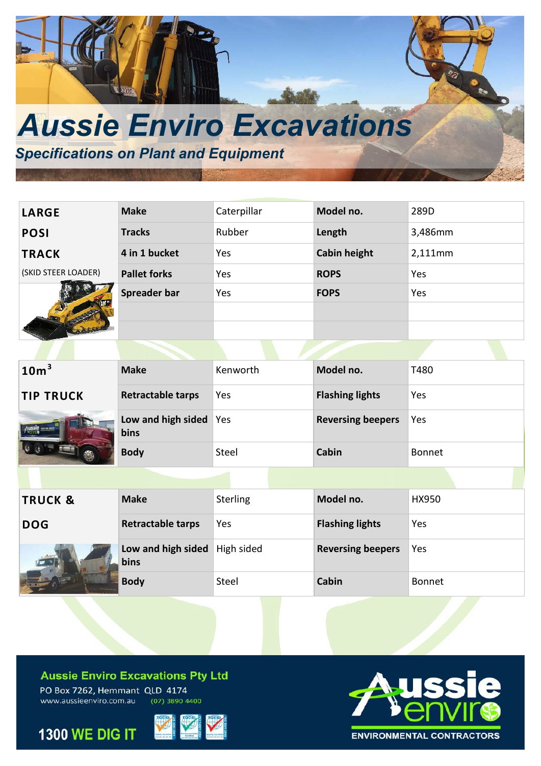# Aussie Enviro Excavations

## Specifications on Plant and Equipment

| | | | | |
|---|---|---|---|---|
| **LARGE POSI TRACK** (SKID STEER LOADER) | **Make** | Caterpillar | **Model no.** | 289D |
| | **Tracks** | Rubber | **Length** | 3,486mm |
| | **4 in 1 bucket** | Yes | **Cabin height** | 2,111mm |
| | **Pallet forks** | Yes | **ROPS** | Yes |
| | **Spreader bar** | Yes | **FOPS** | Yes |

| | | | | |
|---|---|---|---|---|
| **$10m^3$ TIP TRUCK** | **Make** | Kenworth | **Model no.** | T480 |
| | **Retractable tarps** | Yes | **Flashing lights** | Yes |
| | **Low and high sided bins** | Yes | **Reversing beepers** | Yes |
| | **Body** | Steel | **Cabin** | Bonnet |

| | | | | |
|---|---|---|---|---|
| **TRUCK & DOG** | **Make** | Sterling | **Model no.** | HX950 |
| | **Retractable tarps** | Yes | **Flashing lights** | Yes |
| | **Low and high sided bins** | High sided | **Reversing beepers** | Yes |
| | **Body** | Steel | **Cabin** | Bonnet |

**Aussie Enviro Excavations Pty Ltd**
PO Box 7262, Hemmant QLD 4174
www.aussieenviro.com.au (07) 3890 4400

**1300 WE DIG IT**

Aussie enviro
ENVIRONMENTAL CONTRACTORS